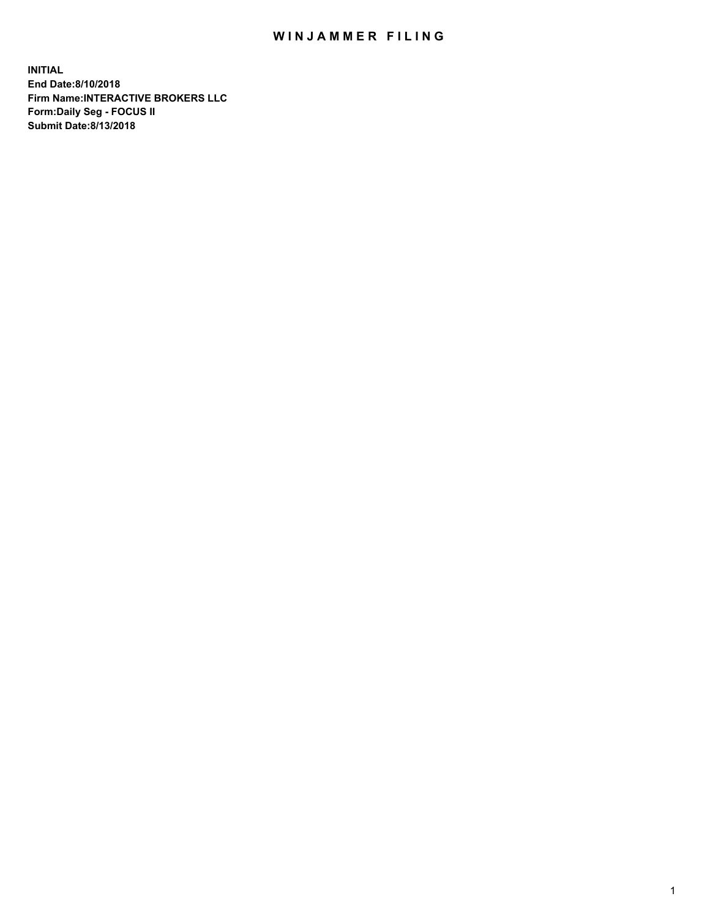# WINJAMMER FILING

**INITIAL**
**End Date:8/10/2018**
**Firm Name:INTERACTIVE BROKERS LLC**
**Form:Daily Seg - FOCUS II**
**Submit Date:8/13/2018**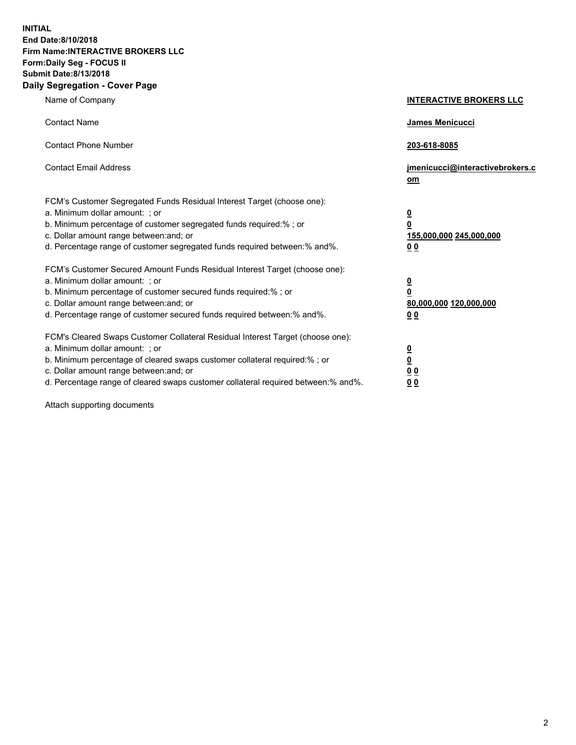**INITIAL**
**End Date:8/10/2018**
**Firm Name:INTERACTIVE BROKERS LLC**
**Form:Daily Seg - FOCUS II**
**Submit Date:8/13/2018**
**Daily Segregation - Cover Page**

| | |
|---|---|
| Name of Company | **INTERACTIVE BROKERS LLC** |
| Contact Name | **James Menicucci** |
| Contact Phone Number | **203-618-8085** |
| Contact Email Address | **jmenicucci@interactivebrokers.com** |
| FCM's Customer Segregated Funds Residual Interest Target (choose one): | |
| a. Minimum dollar amount: ; or | **0** |
| b. Minimum percentage of customer segregated funds required:% ; or | **0** |
| c. Dollar amount range between:and; or | **155,000,000 245,000,000** |
| d. Percentage range of customer segregated funds required between:% and%. | **0 0** |
| FCM's Customer Secured Amount Funds Residual Interest Target (choose one): | |
| a. Minimum dollar amount: ; or | **0** |
| b. Minimum percentage of customer secured funds required:% ; or | **0** |
| c. Dollar amount range between:and; or | **80,000,000 120,000,000** |
| d. Percentage range of customer secured funds required between:% and%. | **0 0** |
| FCM's Cleared Swaps Customer Collateral Residual Interest Target (choose one): | |
| a. Minimum dollar amount: ; or | **0** |
| b. Minimum percentage of cleared swaps customer collateral required:% ; or | **0** |
| c. Dollar amount range between:and; or | **0 0** |
| d. Percentage range of cleared swaps customer collateral required between:% and%. | **0 0** |

Attach supporting documents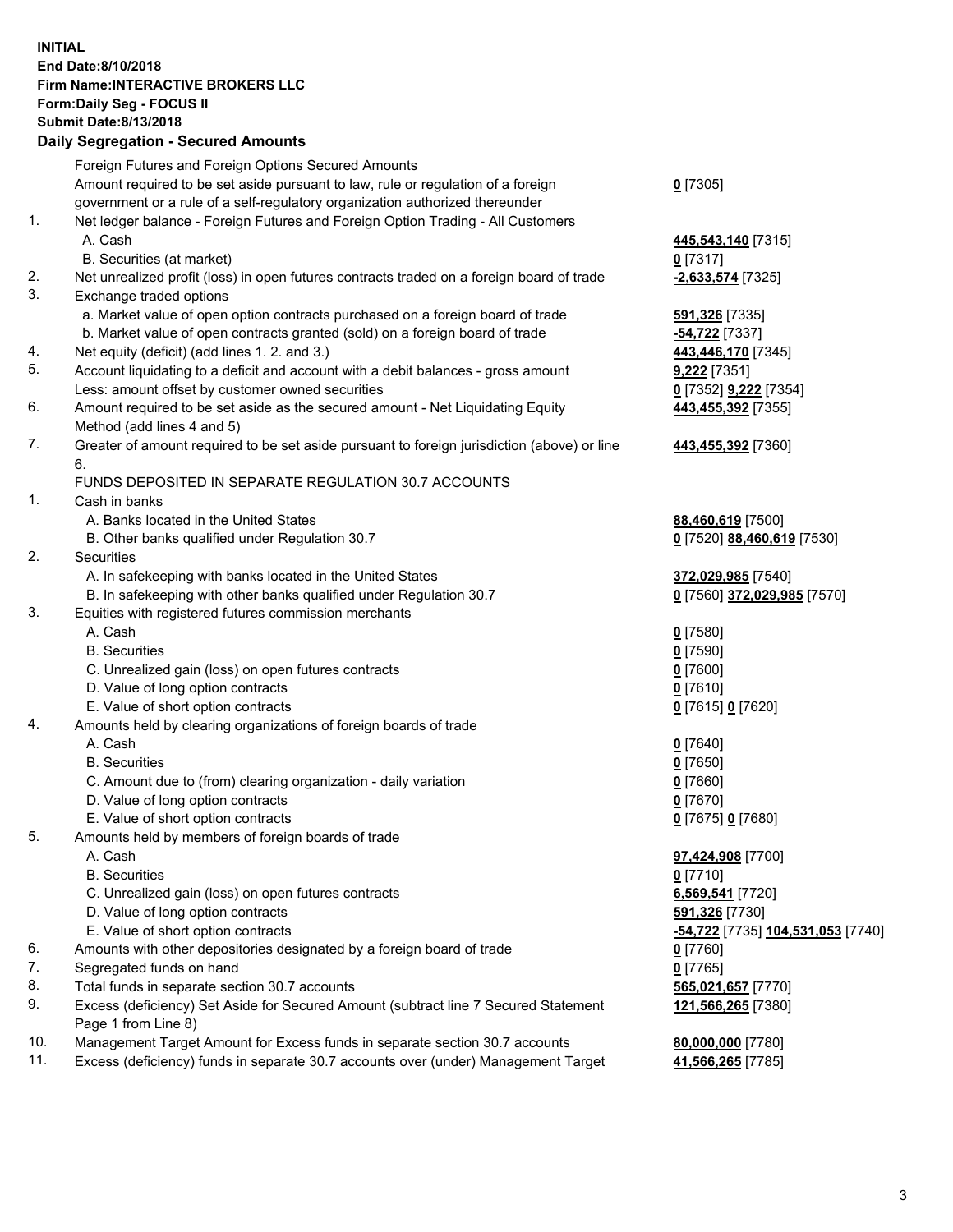**INITIAL**
**End Date:8/10/2018**
**Firm Name:INTERACTIVE BROKERS LLC**
**Form:Daily Seg - FOCUS II**
**Submit Date:8/13/2018**
**Daily Segregation - Secured Amounts**

| | | |
|---|---|---|
| | Foreign Futures and Foreign Options Secured Amounts | |
| | Amount required to be set aside pursuant to law, rule or regulation of a foreign government or a rule of a self-regulatory organization authorized thereunder | **0** [7305] |
| 1. | Net ledger balance - Foreign Futures and Foreign Option Trading - All Customers | |
| | A. Cash | **445,543,140** [7315] |
| | B. Securities (at market) | **0** [7317] |
| 2. | Net unrealized profit (loss) in open futures contracts traded on a foreign board of trade | **-2,633,574** [7325] |
| 3. | Exchange traded options | |
| | a. Market value of open option contracts purchased on a foreign board of trade | **591,326** [7335] |
| | b. Market value of open contracts granted (sold) on a foreign board of trade | **-54,722** [7337] |
| 4. | Net equity (deficit) (add lines 1. 2. and 3.) | **443,446,170** [7345] |
| 5. | Account liquidating to a deficit and account with a debit balances - gross amount | **9,222** [7351] |
| | Less: amount offset by customer owned securities | **0** [7352] **9,222** [7354] |
| 6. | Amount required to be set aside as the secured amount - Net Liquidating Equity Method (add lines 4 and 5) | **443,455,392** [7355] |
| 7. | Greater of amount required to be set aside pursuant to foreign jurisdiction (above) or line 6. | **443,455,392** [7360] |
| | FUNDS DEPOSITED IN SEPARATE REGULATION 30.7 ACCOUNTS | |
| 1. | Cash in banks | |
| | A. Banks located in the United States | **88,460,619** [7500] |
| | B. Other banks qualified under Regulation 30.7 | **0** [7520] **88,460,619** [7530] |
| 2. | Securities | |
| | A. In safekeeping with banks located in the United States | **372,029,985** [7540] |
| | B. In safekeeping with other banks qualified under Regulation 30.7 | **0** [7560] **372,029,985** [7570] |
| 3. | Equities with registered futures commission merchants | |
| | A. Cash | **0** [7580] |
| | B. Securities | **0** [7590] |
| | C. Unrealized gain (loss) on open futures contracts | **0** [7600] |
| | D. Value of long option contracts | **0** [7610] |
| | E. Value of short option contracts | **0** [7615] **0** [7620] |
| 4. | Amounts held by clearing organizations of foreign boards of trade | |
| | A. Cash | **0** [7640] |
| | B. Securities | **0** [7650] |
| | C. Amount due to (from) clearing organization - daily variation | **0** [7660] |
| | D. Value of long option contracts | **0** [7670] |
| | E. Value of short option contracts | **0** [7675] **0** [7680] |
| 5. | Amounts held by members of foreign boards of trade | |
| | A. Cash | **97,424,908** [7700] |
| | B. Securities | **0** [7710] |
| | C. Unrealized gain (loss) on open futures contracts | **6,569,541** [7720] |
| | D. Value of long option contracts | **591,326** [7730] |
| | E. Value of short option contracts | **-54,722** [7735] **104,531,053** [7740] |
| 6. | Amounts with other depositories designated by a foreign board of trade | **0** [7760] |
| 7. | Segregated funds on hand | **0** [7765] |
| 8. | Total funds in separate section 30.7 accounts | **565,021,657** [7770] |
| 9. | Excess (deficiency) Set Aside for Secured Amount (subtract line 7 Secured Statement Page 1 from Line 8) | **121,566,265** [7380] |
| 10. | Management Target Amount for Excess funds in separate section 30.7 accounts | **80,000,000** [7780] |
| 11. | Excess (deficiency) funds in separate 30.7 accounts over (under) Management Target | **41,566,265** [7785] |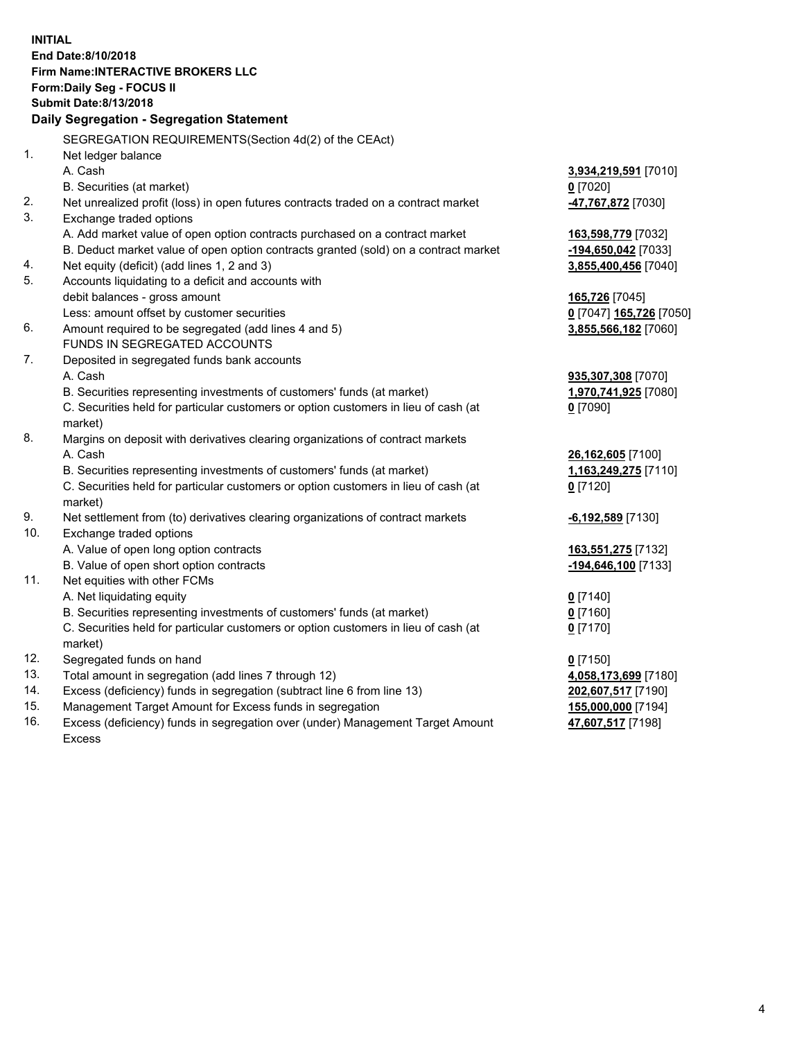**INITIAL**
**End Date:8/10/2018**
**Firm Name:INTERACTIVE BROKERS LLC**
**Form:Daily Seg - FOCUS II**
**Submit Date:8/13/2018**

**Daily Segregation - Segregation Statement**

| | | |
|---|---|---|
| | SEGREGATION REQUIREMENTS(Section 4d(2) of the CEAct) | |
| 1. | Net ledger balance | |
| | A. Cash | **3,934,219,591** [7010] |
| | B. Securities (at market) | **0** [7020] |
| 2. | Net unrealized profit (loss) in open futures contracts traded on a contract market | **-47,767,872** [7030] |
| 3. | Exchange traded options | |
| | A. Add market value of open option contracts purchased on a contract market | **163,598,779** [7032] |
| | B. Deduct market value of open option contracts granted (sold) on a contract market | **-194,650,042** [7033] |
| 4. | Net equity (deficit) (add lines 1, 2 and 3) | **3,855,400,456** [7040] |
| 5. | Accounts liquidating to a deficit and accounts with | |
| | debit balances - gross amount | **165,726** [7045] |
| | Less: amount offset by customer securities | **0** [7047] **165,726** [7050] |
| 6. | Amount required to be segregated (add lines 4 and 5) | **3,855,566,182** [7060] |
| | FUNDS IN SEGREGATED ACCOUNTS | |
| 7. | Deposited in segregated funds bank accounts | |
| | A. Cash | **935,307,308** [7070] |
| | B. Securities representing investments of customers' funds (at market) | **1,970,741,925** [7080] |
| | C. Securities held for particular customers or option customers in lieu of cash (at market) | **0** [7090] |
| 8. | Margins on deposit with derivatives clearing organizations of contract markets | |
| | A. Cash | **26,162,605** [7100] |
| | B. Securities representing investments of customers' funds (at market) | **1,163,249,275** [7110] |
| | C. Securities held for particular customers or option customers in lieu of cash (at market) | **0** [7120] |
| 9. | Net settlement from (to) derivatives clearing organizations of contract markets | **-6,192,589** [7130] |
| 10. | Exchange traded options | |
| | A. Value of open long option contracts | **163,551,275** [7132] |
| | B. Value of open short option contracts | **-194,646,100** [7133] |
| 11. | Net equities with other FCMs | |
| | A. Net liquidating equity | **0** [7140] |
| | B. Securities representing investments of customers' funds (at market) | **0** [7160] |
| | C. Securities held for particular customers or option customers in lieu of cash (at market) | **0** [7170] |
| 12. | Segregated funds on hand | **0** [7150] |
| 13. | Total amount in segregation (add lines 7 through 12) | **4,058,173,699** [7180] |
| 14. | Excess (deficiency) funds in segregation (subtract line 6 from line 13) | **202,607,517** [7190] |
| 15. | Management Target Amount for Excess funds in segregation | **155,000,000** [7194] |
| 16. | Excess (deficiency) funds in segregation over (under) Management Target Amount Excess | **47,607,517** [7198] |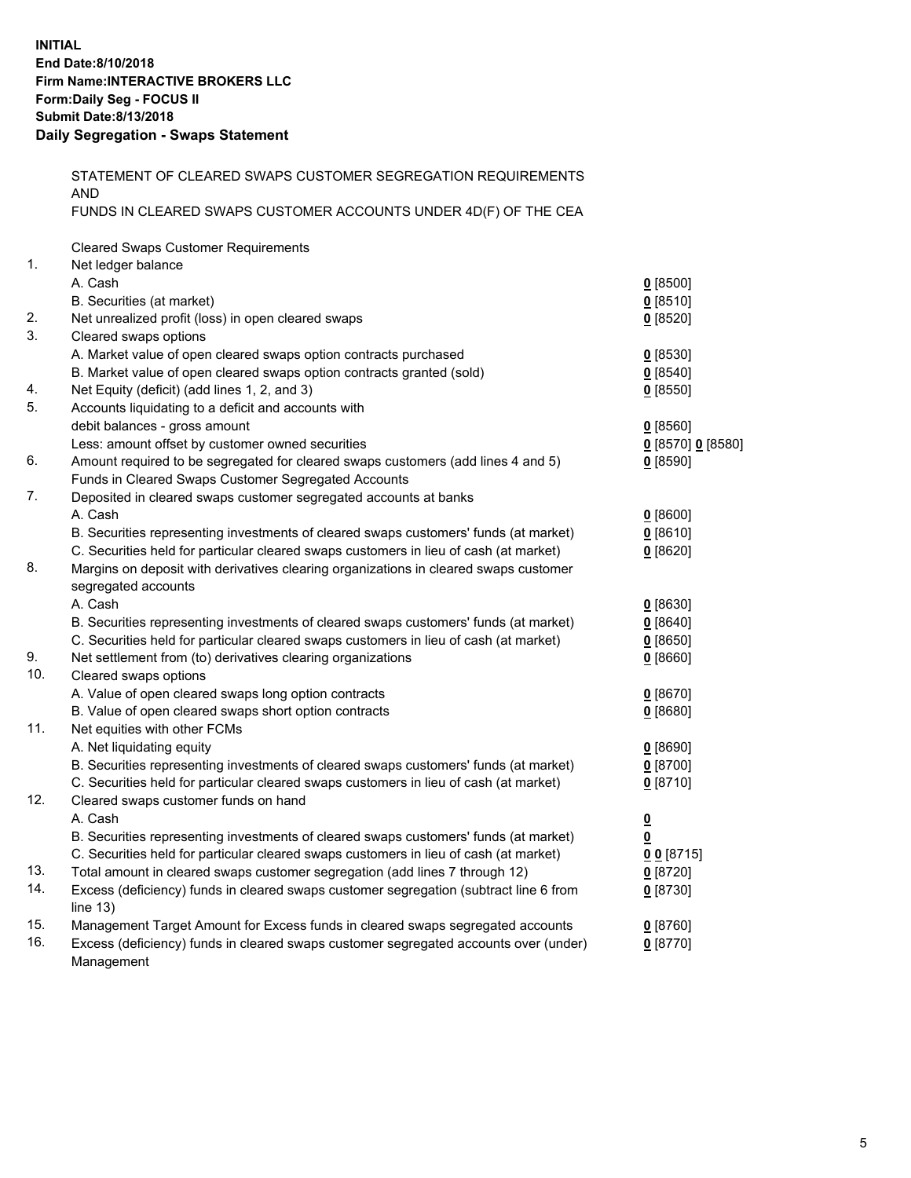**INITIAL**
**End Date:8/10/2018**
**Firm Name:INTERACTIVE BROKERS LLC**
**Form:Daily Seg - FOCUS II**
**Submit Date:8/13/2018**
**Daily Segregation - Swaps Statement**

STATEMENT OF CLEARED SWAPS CUSTOMER SEGREGATION REQUIREMENTS AND FUNDS IN CLEARED SWAPS CUSTOMER ACCOUNTS UNDER 4D(F) OF THE CEA

| | | |
|---|---|---|
| | Cleared Swaps Customer Requirements | |
| 1. | Net ledger balance | |
| | A. Cash | 0 [8500] |
| | B. Securities (at market) | 0 [8510] |
| 2. | Net unrealized profit (loss) in open cleared swaps | 0 [8520] |
| 3. | Cleared swaps options | |
| | A. Market value of open cleared swaps option contracts purchased | 0 [8530] |
| | B. Market value of open cleared swaps option contracts granted (sold) | 0 [8540] |
| 4. | Net Equity (deficit) (add lines 1, 2, and 3) | 0 [8550] |
| 5. | Accounts liquidating to a deficit and accounts with debit balances - gross amount | 0 [8560] |
| | Less: amount offset by customer owned securities | 0 [8570] 0 [8580] |
| 6. | Amount required to be segregated for cleared swaps customers (add lines 4 and 5) | 0 [8590] |
| | Funds in Cleared Swaps Customer Segregated Accounts | |
| 7. | Deposited in cleared swaps customer segregated accounts at banks | |
| | A. Cash | 0 [8600] |
| | B. Securities representing investments of cleared swaps customers' funds (at market) | 0 [8610] |
| | C. Securities held for particular cleared swaps customers in lieu of cash (at market) | 0 [8620] |
| 8. | Margins on deposit with derivatives clearing organizations in cleared swaps customer segregated accounts | |
| | A. Cash | 0 [8630] |
| | B. Securities representing investments of cleared swaps customers' funds (at market) | 0 [8640] |
| | C. Securities held for particular cleared swaps customers in lieu of cash (at market) | 0 [8650] |
| 9. | Net settlement from (to) derivatives clearing organizations | 0 [8660] |
| 10. | Cleared swaps options | |
| | A. Value of open cleared swaps long option contracts | 0 [8670] |
| | B. Value of open cleared swaps short option contracts | 0 [8680] |
| 11. | Net equities with other FCMs | |
| | A. Net liquidating equity | 0 [8690] |
| | B. Securities representing investments of cleared swaps customers' funds (at market) | 0 [8700] |
| | C. Securities held for particular cleared swaps customers in lieu of cash (at market) | 0 [8710] |
| 12. | Cleared swaps customer funds on hand | |
| | A. Cash | 0 |
| | B. Securities representing investments of cleared swaps customers' funds (at market) | 0 |
| | C. Securities held for particular cleared swaps customers in lieu of cash (at market) | 0 0 [8715] |
| 13. | Total amount in cleared swaps customer segregation (add lines 7 through 12) | 0 [8720] |
| 14. | Excess (deficiency) funds in cleared swaps customer segregation (subtract line 6 from line 13) | 0 [8730] |
| 15. | Management Target Amount for Excess funds in cleared swaps segregated accounts | 0 [8760] |
| 16. | Excess (deficiency) funds in cleared swaps customer segregated accounts over (under) Management | 0 [8770] |